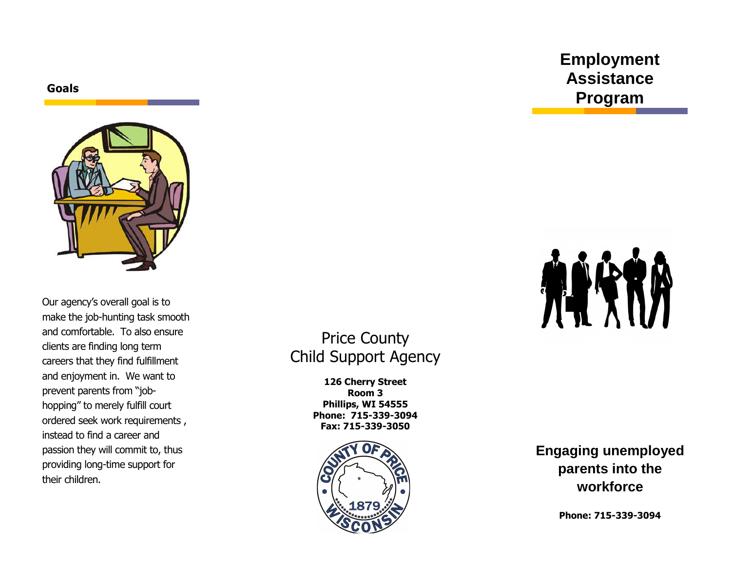## Goals

Our agency's overall goal is to make the job-hunting task smooth and comfortable. To also ensure clients are finding long term careers that they find fulfillment and enjoyment in. We want to prevent parents from "job-hopping" to merely fulfill court ordered seek work requirements , instead to find a career and passion they will commit to, thus providing long-time support for their children.

Price County
Child Support Agency

**126 Cherry Street**
**Room 3**
**Phillips, WI 54555**
**Phone: 715-339-3094**
**Fax: 715-339-3050**

# Employment Assistance Program

**Engaging unemployed parents into the workforce**

**Phone: 715-339-3094**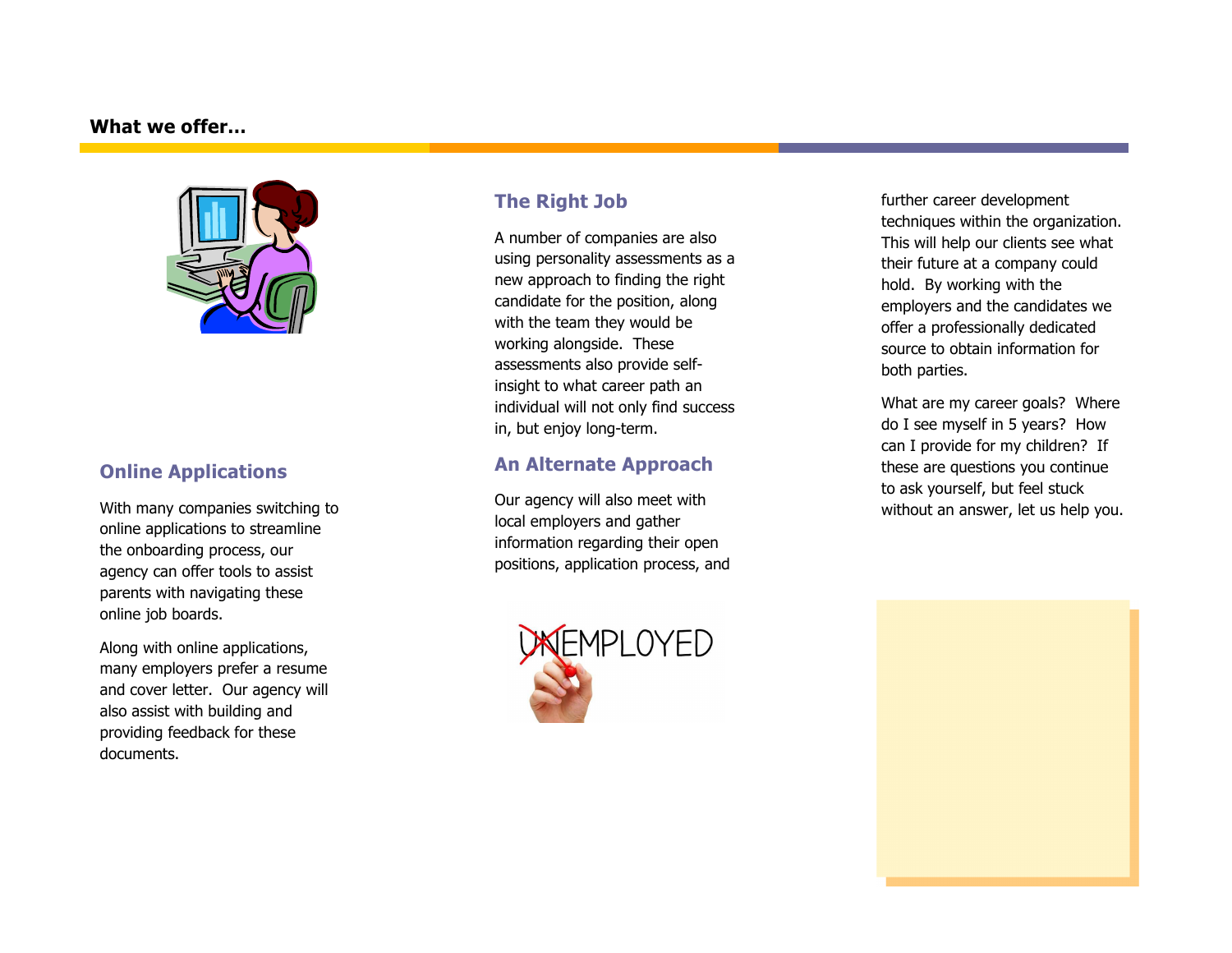**What we offer…**

## Online Applications

With many companies switching to online applications to streamline the onboarding process, our agency can offer tools to assist parents with navigating these online job boards.

Along with online applications, many employers prefer a resume and cover letter. Our agency will also assist with building and providing feedback for these documents.

## The Right Job

A number of companies are also using personality assessments as a new approach to finding the right candidate for the position, along with the team they would be working alongside. These assessments also provide self-insight to what career path an individual will not only find success in, but enjoy long-term.

## An Alternate Approach

Our agency will also meet with local employers and gather information regarding their open positions, application process, and further career development techniques within the organization. This will help our clients see what their future at a company could hold. By working with the employers and the candidates we offer a professionally dedicated source to obtain information for both parties.

What are my career goals? Where do I see myself in 5 years? How can I provide for my children? If these are questions you continue to ask yourself, but feel stuck without an answer, let us help you.